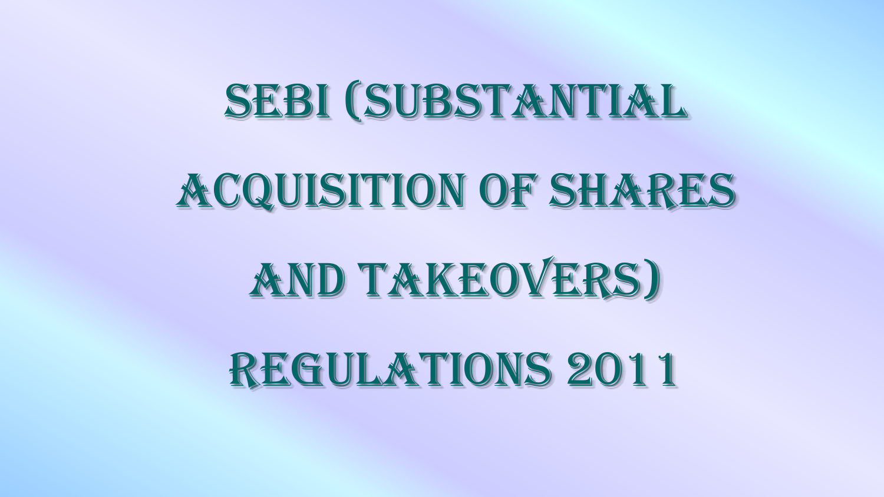# SEBI (SUBSTANTIAL ACQUISITION OF SHARES AND TAKEOVERS) REGULATIONS 2011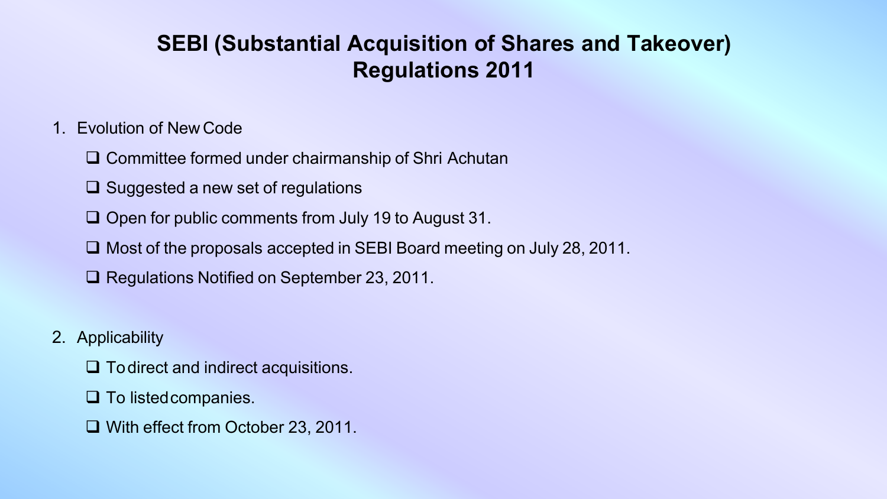# SEBI (Substantial Acquisition of Shares and Takeover) Regulations 2011

1. Evolution of New Code
   - Committee formed under chairmanship of Shri Achutan
   - Suggested a new set of regulations
   - Open for public comments from July 19 to August 31.
   - Most of the proposals accepted in SEBI Board meeting on July 28, 2011.
   - Regulations Notified on September 23, 2011.

2. Applicability
   - To direct and indirect acquisitions.
   - To listed companies.
   - With effect from October 23, 2011.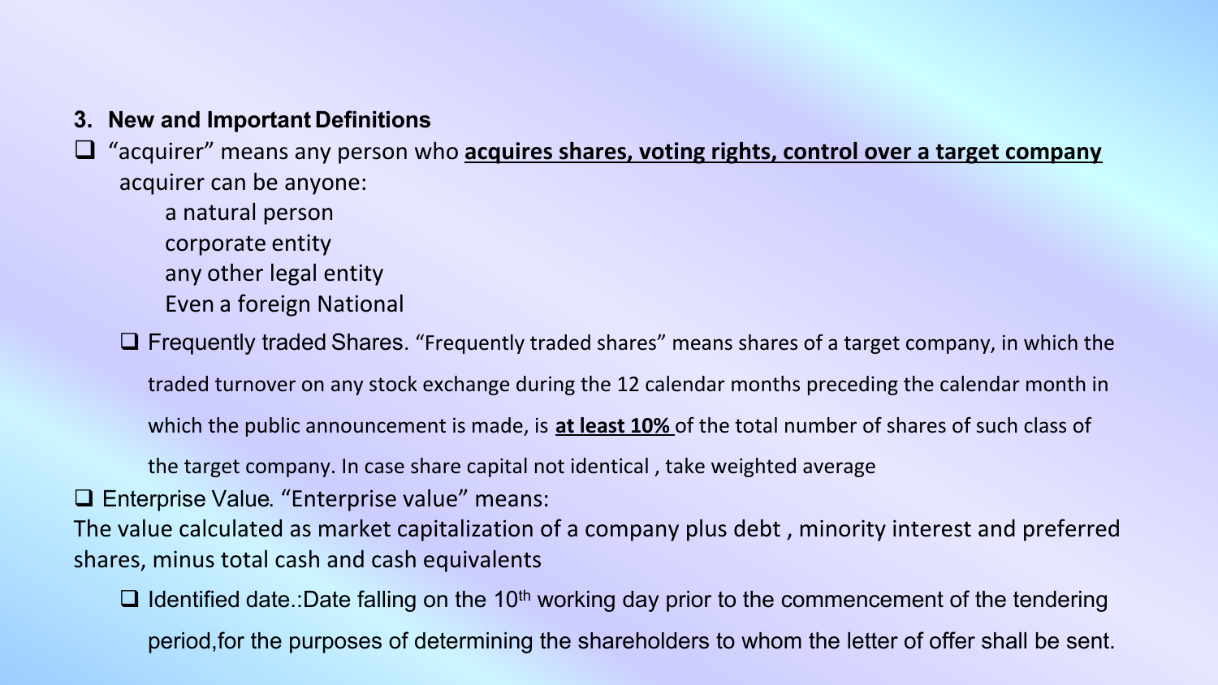### 3. New and Important Definitions

- "acquirer" means any person who **acquires shares, voting rights, control over a target company**
  acquirer can be anyone:
  - a natural person
  - corporate entity
  - any other legal entity
  - Even a foreign National

- Frequently traded Shares. "Frequently traded shares" means shares of a target company, in which the traded turnover on any stock exchange during the 12 calendar months preceding the calendar month in which the public announcement is made, is **at least 10%** of the total number of shares of such class of the target company. In case share capital not identical , take weighted average

- Enterprise Value. "Enterprise value" means:

The value calculated as market capitalization of a company plus debt , minority interest and preferred shares, minus total cash and cash equivalents

- Identified date.:Date falling on the 10th working day prior to the commencement of the tendering period,for the purposes of determining the shareholders to whom the letter of offer shall be sent.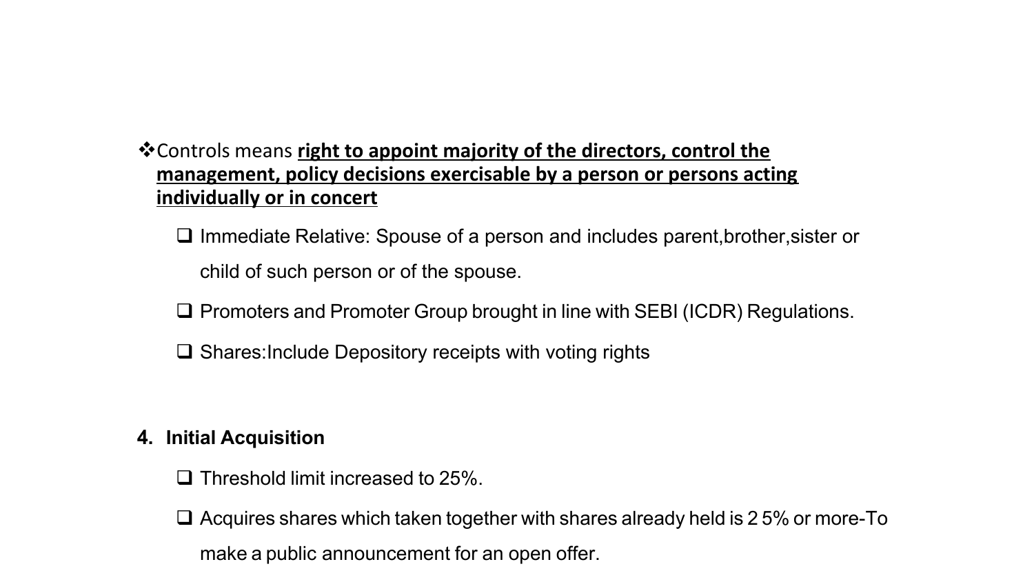- Controls means **right to appoint majority of the directors, control the management, policy decisions exercisable by a person or persons acting individually or in concert**
  - Immediate Relative: Spouse of a person and includes parent,brother,sister or child of such person or of the spouse.
  - Promoters and Promoter Group brought in line with SEBI (ICDR) Regulations.
  - Shares:Include Depository receipts with voting rights

## 4. Initial Acquisition

- Threshold limit increased to 25%.
- Acquires shares which taken together with shares already held is 2 5% or more-To make a public announcement for an open offer.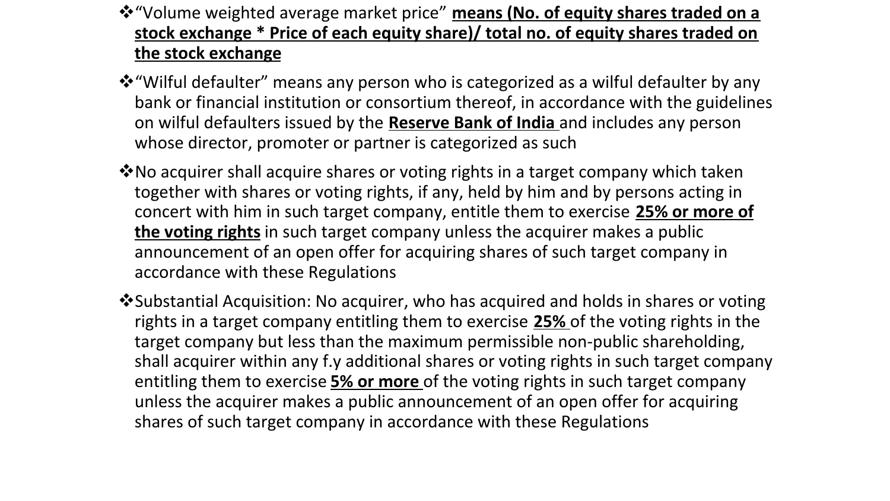- “Volume weighted average market price” **<u>means (No. of equity shares traded on a stock exchange * Price of each equity share)/ total no. of equity shares traded on the stock exchange</u>**

- “Wilful defaulter” means any person who is categorized as a wilful defaulter by any bank or financial institution or consortium thereof, in accordance with the guidelines on wilful defaulters issued by the **<u>Reserve Bank of India</u>** and includes any person whose director, promoter or partner is categorized as such

- No acquirer shall acquire shares or voting rights in a target company which taken together with shares or voting rights, if any, held by him and by persons acting in concert with him in such target company, entitle them to exercise **<u>25% or more of the voting rights</u>** in such target company unless the acquirer makes a public announcement of an open offer for acquiring shares of such target company in accordance with these Regulations

- Substantial Acquisition: No acquirer, who has acquired and holds in shares or voting rights in a target company entitling them to exercise **<u>25%</u>** of the voting rights in the target company but less than the maximum permissible non-public shareholding, shall acquirer within any f.y additional shares or voting rights in such target company entitling them to exercise **<u>5% or more</u>** of the voting rights in such target company unless the acquirer makes a public announcement of an open offer for acquiring shares of such target company in accordance with these Regulations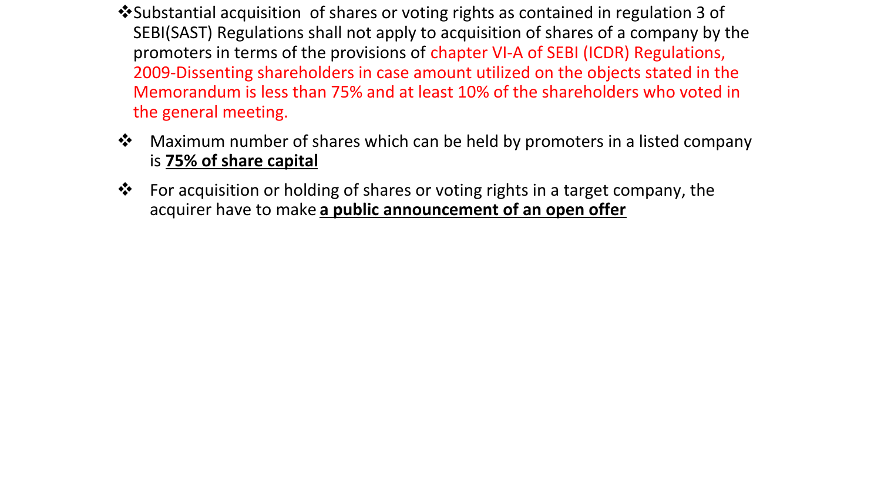- Substantial acquisition of shares or voting rights as contained in regulation 3 of SEBI(SAST) Regulations shall not apply to acquisition of shares of a company by the promoters in terms of the provisions of chapter VI-A of SEBI (ICDR) Regulations, 2009-Dissenting shareholders in case amount utilized on the objects stated in the Memorandum is less than 75% and at least 10% of the shareholders who voted in the general meeting.
- Maximum number of shares which can be held by promoters in a listed company is **75% of share capital**
- For acquisition or holding of shares or voting rights in a target company, the acquirer have to make **a public announcement of an open offer**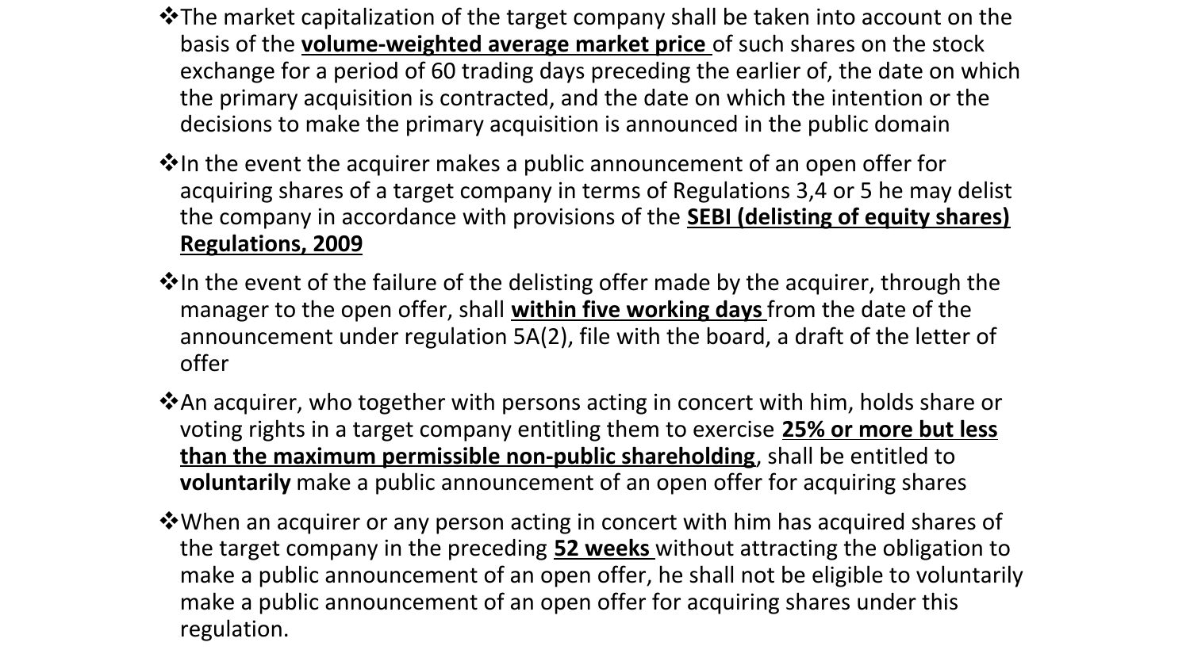- The market capitalization of the target company shall be taken into account on the basis of the **volume-weighted average market price** of such shares on the stock exchange for a period of 60 trading days preceding the earlier of, the date on which the primary acquisition is contracted, and the date on which the intention or the decisions to make the primary acquisition is announced in the public domain
- In the event the acquirer makes a public announcement of an open offer for acquiring shares of a target company in terms of Regulations 3,4 or 5 he may delist the company in accordance with provisions of the **SEBI (delisting of equity shares) Regulations, 2009**
- In the event of the failure of the delisting offer made by the acquirer, through the manager to the open offer, shall **within five working days** from the date of the announcement under regulation 5A(2), file with the board, a draft of the letter of offer
- An acquirer, who together with persons acting in concert with him, holds share or voting rights in a target company entitling them to exercise **25% or more but less than the maximum permissible non-public shareholding**, shall be entitled to **voluntarily** make a public announcement of an open offer for acquiring shares
- When an acquirer or any person acting in concert with him has acquired shares of the target company in the preceding **52 weeks** without attracting the obligation to make a public announcement of an open offer, he shall not be eligible to voluntarily make a public announcement of an open offer for acquiring shares under this regulation.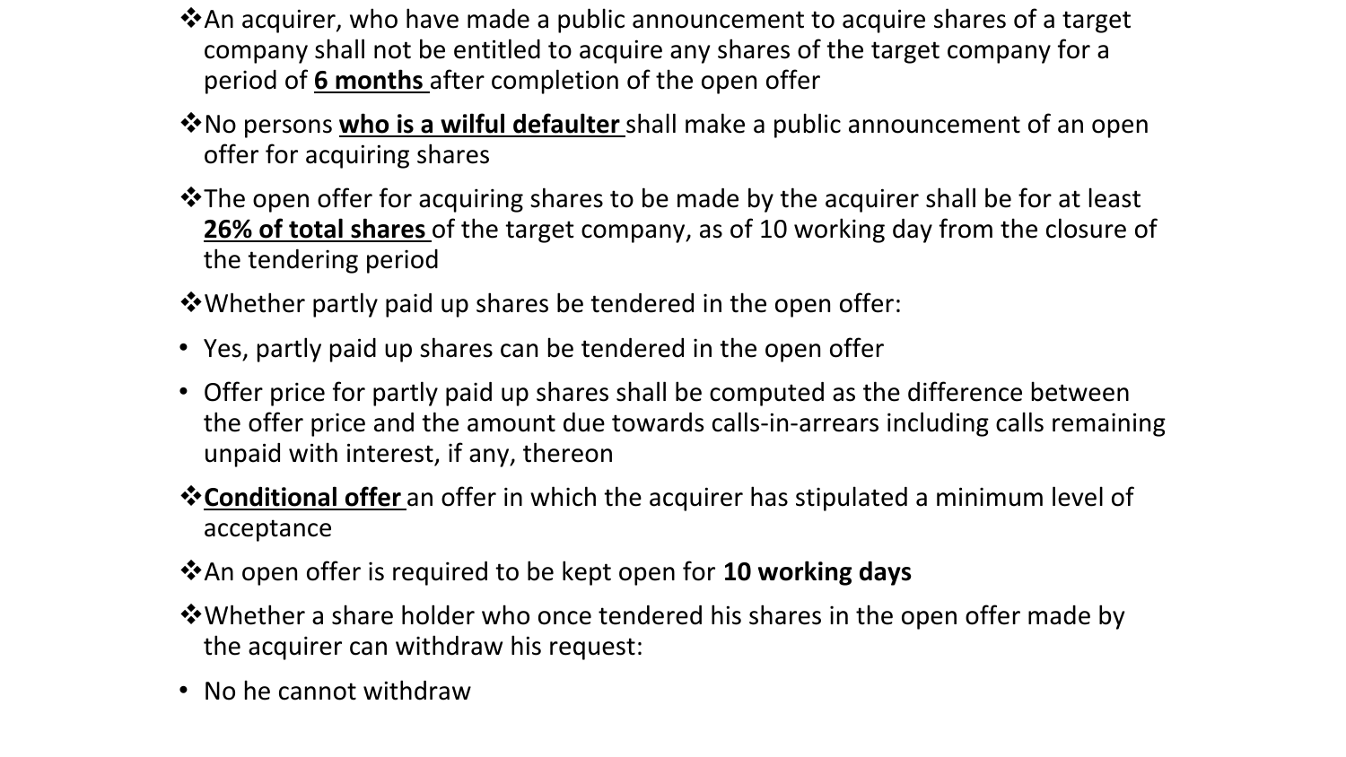- An acquirer, who have made a public announcement to acquire shares of a target company shall not be entitled to acquire any shares of the target company for a period of **6 months** after completion of the open offer
- No persons **who is a wilful defaulter** shall make a public announcement of an open offer for acquiring shares
- The open offer for acquiring shares to be made by the acquirer shall be for at least **26% of total shares** of the target company, as of 10 working day from the closure of the tendering period
- Whether partly paid up shares be tendered in the open offer:
  - Yes, partly paid up shares can be tendered in the open offer
  - Offer price for partly paid up shares shall be computed as the difference between the offer price and the amount due towards calls-in-arrears including calls remaining unpaid with interest, if any, thereon
- **Conditional offer** an offer in which the acquirer has stipulated a minimum level of acceptance
- An open offer is required to be kept open for **10 working days**
- Whether a share holder who once tendered his shares in the open offer made by the acquirer can withdraw his request:
  - No he cannot withdraw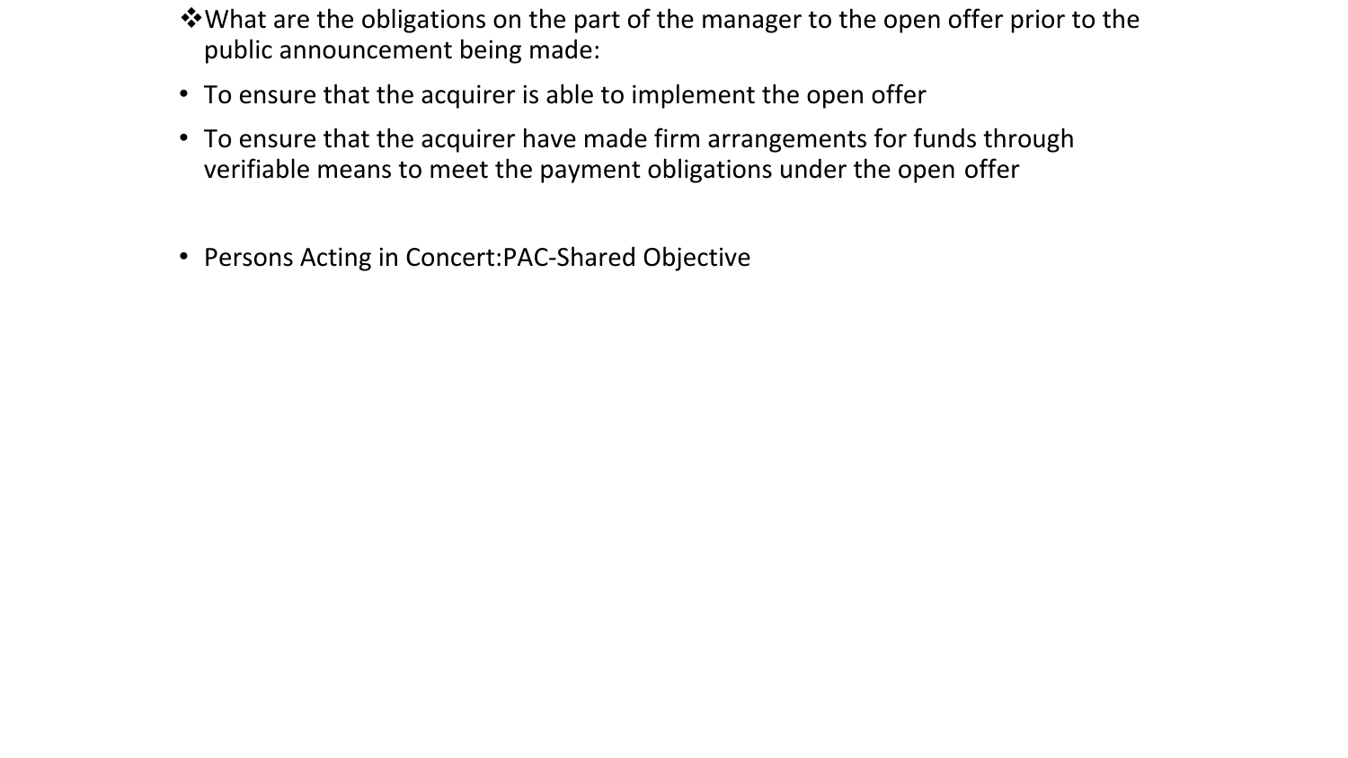❖What are the obligations on the part of the manager to the open offer prior to the public announcement being made:

- To ensure that the acquirer is able to implement the open offer
- To ensure that the acquirer have made firm arrangements for funds through verifiable means to meet the payment obligations under the open offer

- Persons Acting in Concert:PAC-Shared Objective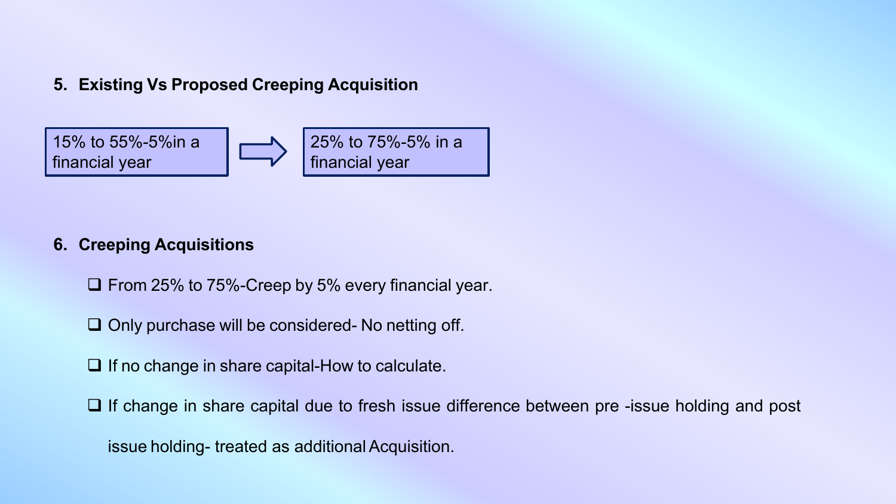## 5. Existing Vs Proposed Creeping Acquisition

15% to 55%-5%in a financial year → 25% to 75%-5% in a financial year

## 6. Creeping Acquisitions

- From 25% to 75%-Creep by 5% every financial year.
- Only purchase will be considered- No netting off.
- If no change in share capital-How to calculate.
- If change in share capital due to fresh issue difference between pre -issue holding and post issue holding- treated as additional Acquisition.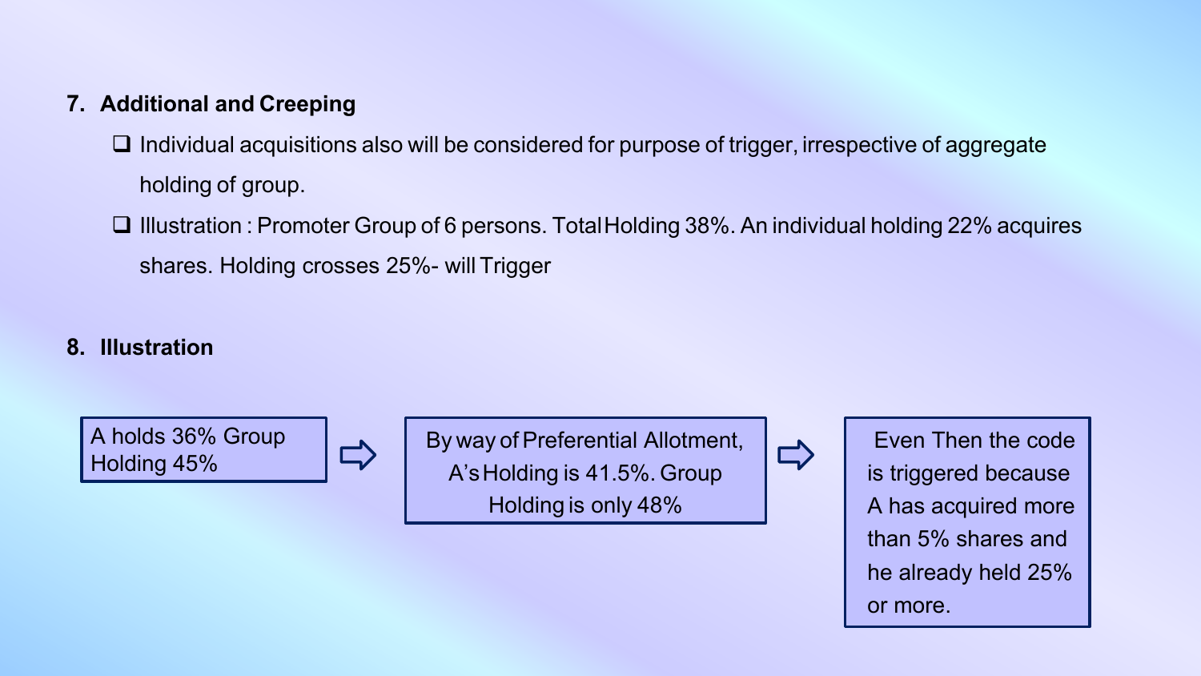7. **Additional and Creeping**
    - Individual acquisitions also will be considered for purpose of trigger, irrespective of aggregate holding of group.
    - Illustration : Promoter Group of 6 persons. Total Holding 38%. An individual holding 22% acquires shares. Holding crosses 25%- will Trigger

8. **Illustration**

A holds 36% Group Holding 45% ⇨ By way of Preferential Allotment, A's Holding is 41.5%. Group Holding is only 48% ⇨ Even Then the code is triggered because A has acquired more than 5% shares and he already held 25% or more.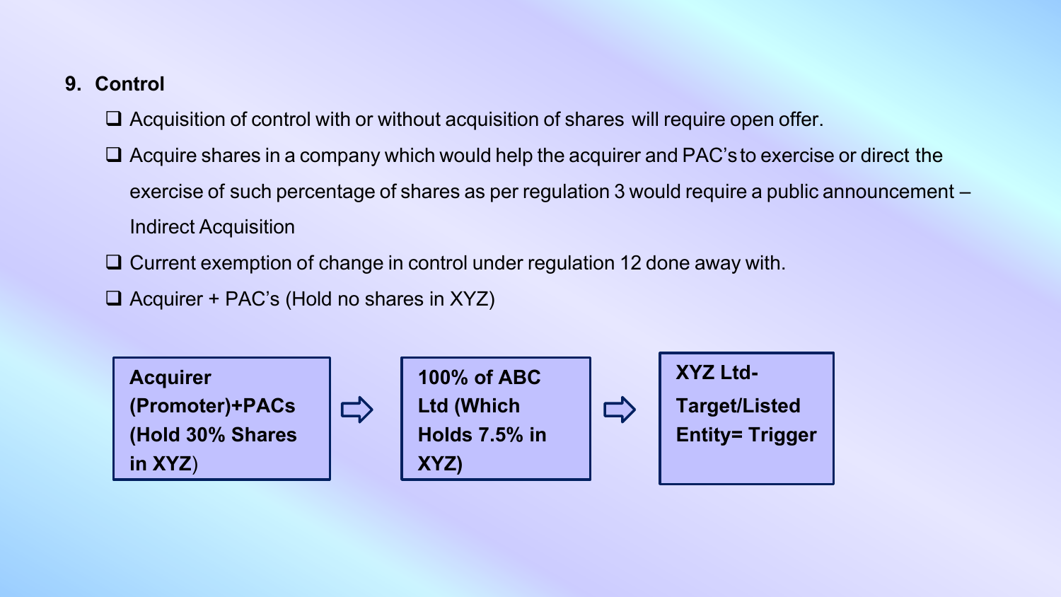## 9. Control

- Acquisition of control with or without acquisition of shares will require open offer.
- Acquire shares in a company which would help the acquirer and PAC's to exercise or direct the exercise of such percentage of shares as per regulation 3 would require a public announcement – Indirect Acquisition
- Current exemption of change in control under regulation 12 done away with.
- Acquirer + PAC's (Hold no shares in XYZ)

**Acquirer (Promoter)+PACs (Hold 30% Shares in XYZ)** ⇨ **100% of ABC Ltd (Which Holds 7.5% in XYZ)** ⇨ **XYZ Ltd- Target/Listed Entity= Trigger**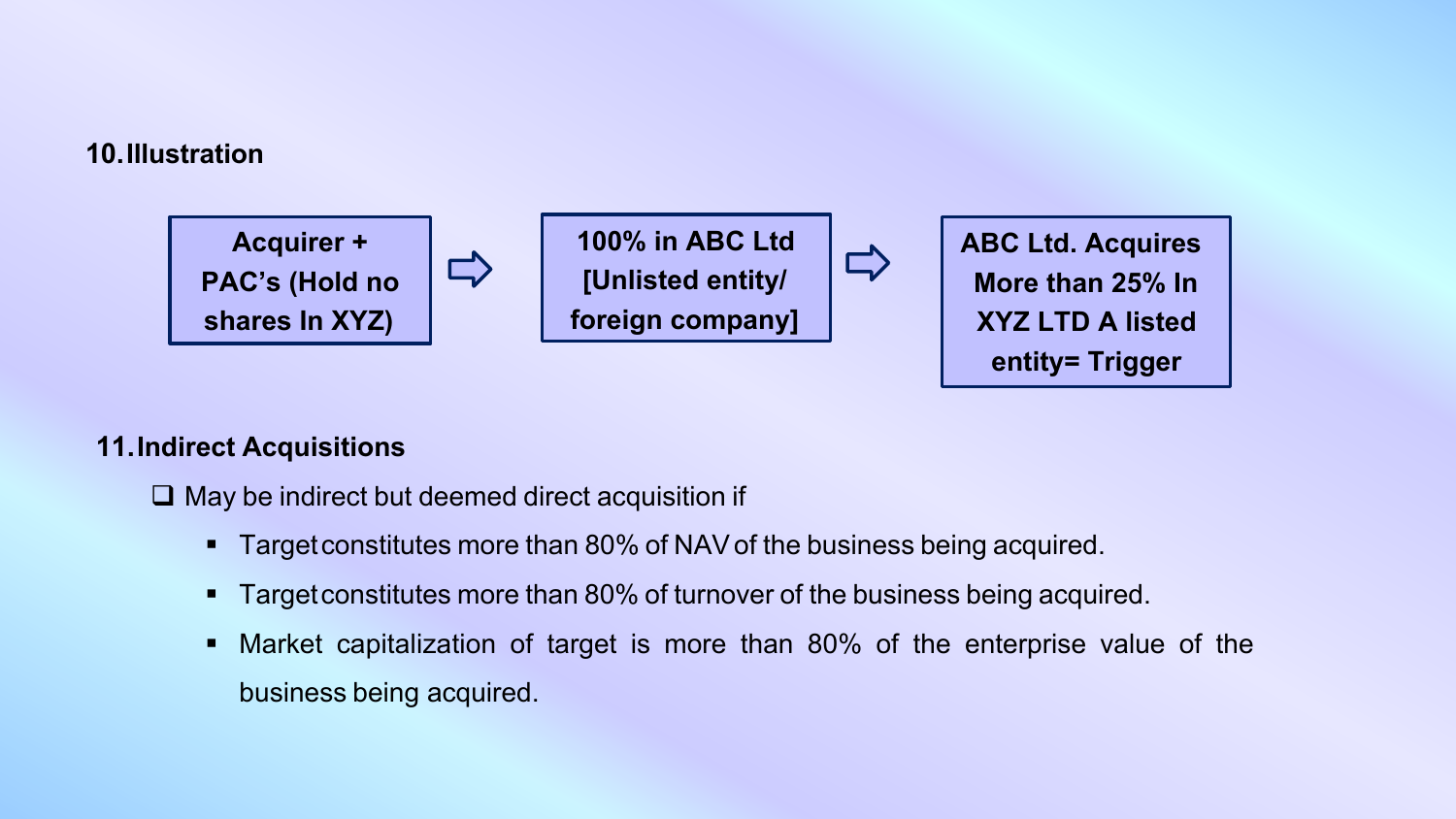## 10. Illustration

**Acquirer + PAC's (Hold no shares In XYZ)** ⇨ **100% in ABC Ltd [Unlisted entity/ foreign company]** ⇨ **ABC Ltd. Acquires More than 25% In XYZ LTD A listed entity= Trigger**

## 11. Indirect Acquisitions

- May be indirect but deemed direct acquisition if
  - Target constitutes more than 80% of NAV of the business being acquired.
  - Target constitutes more than 80% of turnover of the business being acquired.
  - Market capitalization of target is more than 80% of the enterprise value of the business being acquired.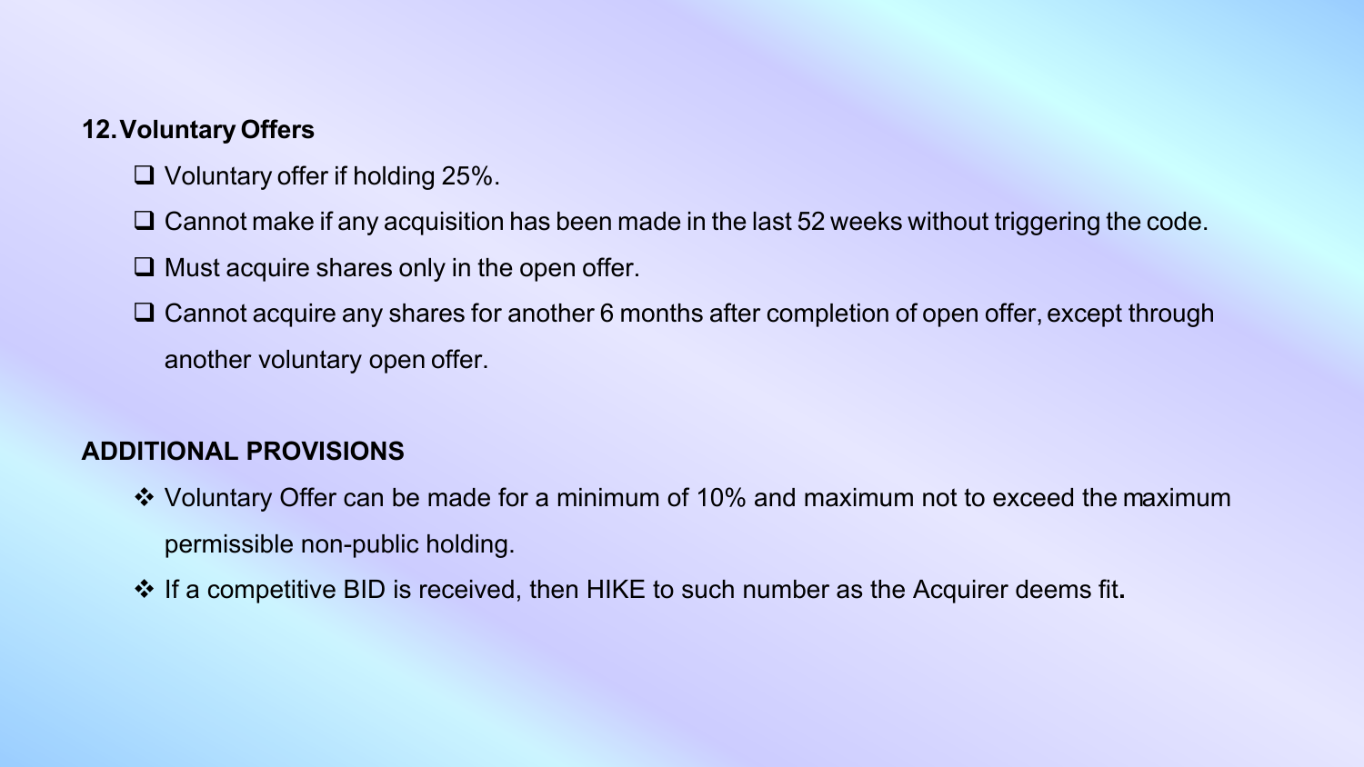**12. Voluntary Offers**

- Voluntary offer if holding 25%.
- Cannot make if any acquisition has been made in the last 52 weeks without triggering the code.
- Must acquire shares only in the open offer.
- Cannot acquire any shares for another 6 months after completion of open offer, except through another voluntary open offer.

**ADDITIONAL PROVISIONS**

- Voluntary Offer can be made for a minimum of 10% and maximum not to exceed the maximum permissible non-public holding.
- If a competitive BID is received, then HIKE to such number as the Acquirer deems fit**.**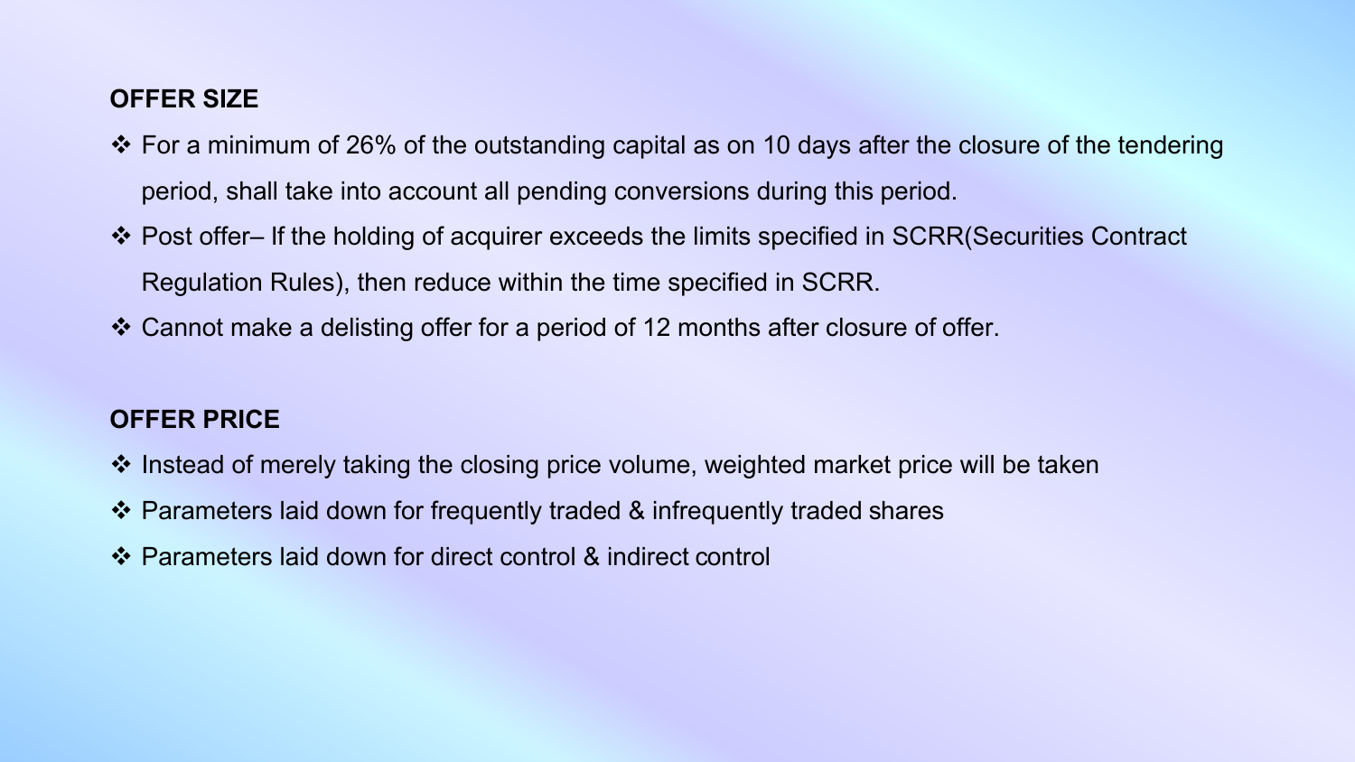## OFFER SIZE

- For a minimum of 26% of the outstanding capital as on 10 days after the closure of the tendering period, shall take into account all pending conversions during this period.
- Post offer– If the holding of acquirer exceeds the limits specified in SCRR(Securities Contract Regulation Rules), then reduce within the time specified in SCRR.
- Cannot make a delisting offer for a period of 12 months after closure of offer.

## OFFER PRICE

- Instead of merely taking the closing price volume, weighted market price will be taken
- Parameters laid down for frequently traded & infrequently traded shares
- Parameters laid down for direct control & indirect control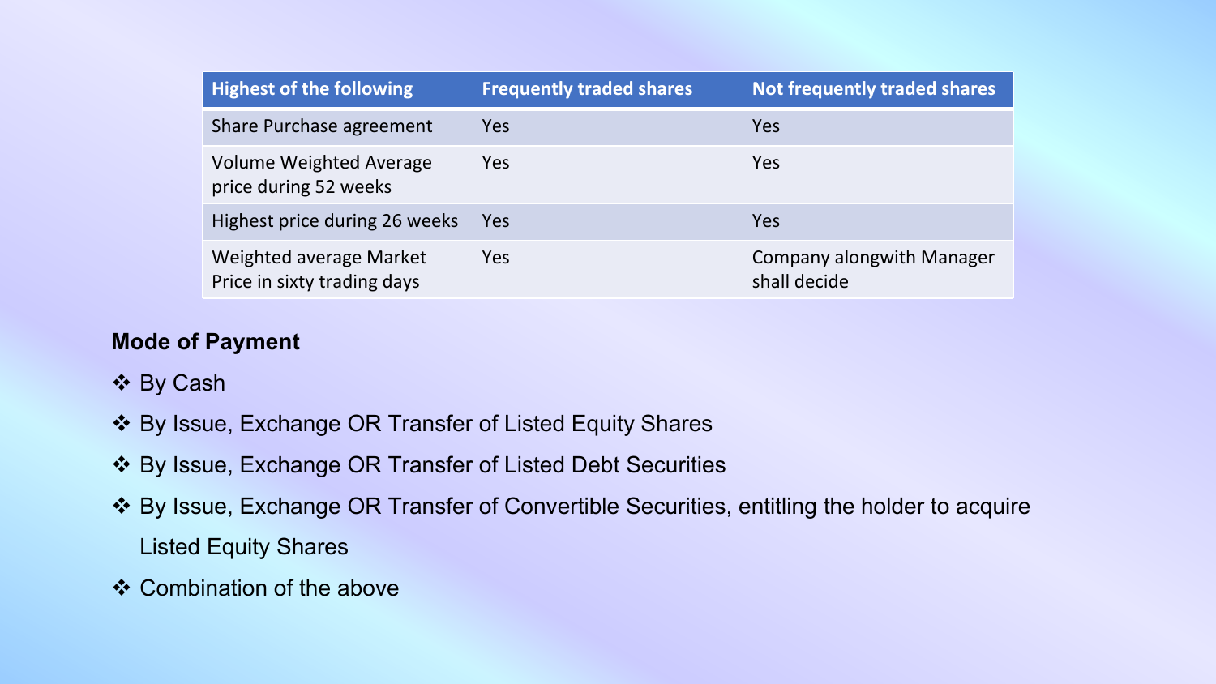| Highest of the following | Frequently traded shares | Not frequently traded shares |
| --- | --- | --- |
| Share Purchase agreement | Yes | Yes |
| Volume Weighted Average price during 52 weeks | Yes | Yes |
| Highest price during 26 weeks | Yes | Yes |
| Weighted average Market Price in sixty trading days | Yes | Company alongwith Manager shall decide |

**Mode of Payment**

- ❖ By Cash
- ❖ By Issue, Exchange OR Transfer of Listed Equity Shares
- ❖ By Issue, Exchange OR Transfer of Listed Debt Securities
- ❖ By Issue, Exchange OR Transfer of Convertible Securities, entitling the holder to acquire Listed Equity Shares
- ❖ Combination of the above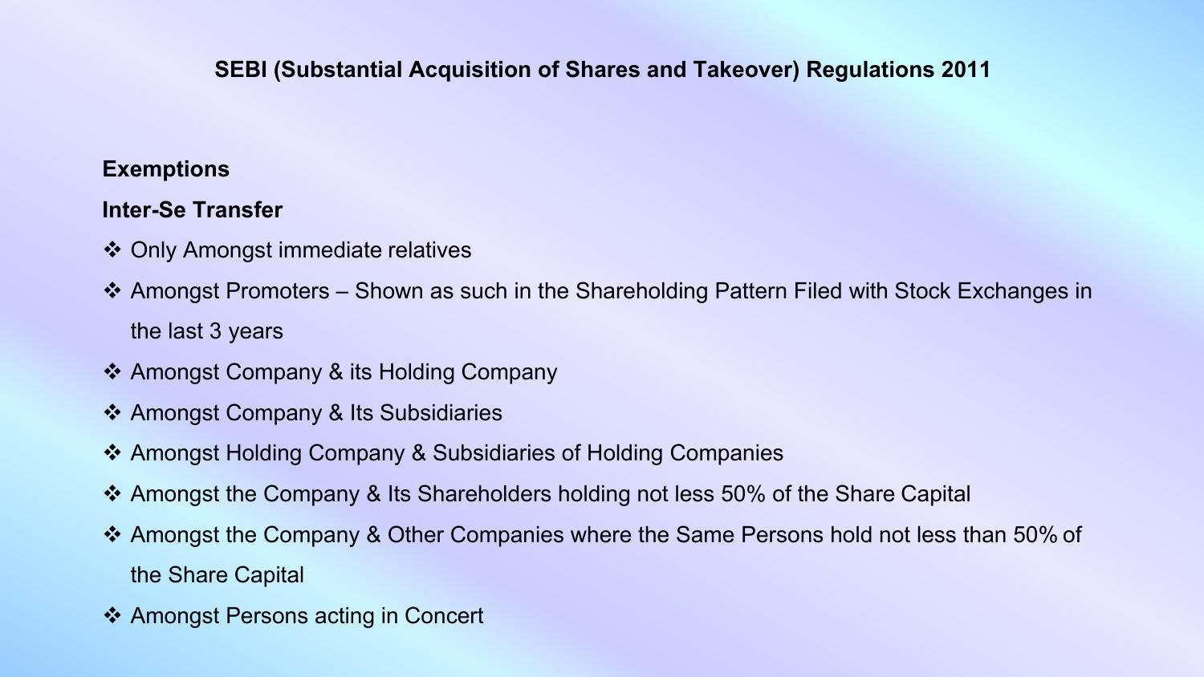# SEBI (Substantial Acquisition of Shares and Takeover) Regulations 2011

**Exemptions**

**Inter-Se Transfer**

- Only Amongst immediate relatives
- Amongst Promoters – Shown as such in the Shareholding Pattern Filed with Stock Exchanges in the last 3 years
- Amongst Company & its Holding Company
- Amongst Company & Its Subsidiaries
- Amongst Holding Company & Subsidiaries of Holding Companies
- Amongst the Company & Its Shareholders holding not less 50% of the Share Capital
- Amongst the Company & Other Companies where the Same Persons hold not less than 50% of the Share Capital
- Amongst Persons acting in Concert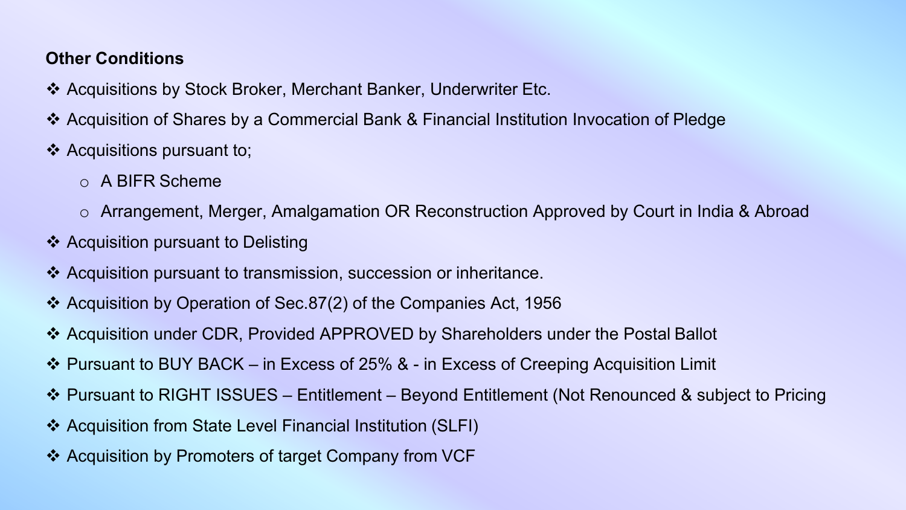**Other Conditions**

- Acquisitions by Stock Broker, Merchant Banker, Underwriter Etc.
- Acquisition of Shares by a Commercial Bank & Financial Institution Invocation of Pledge
- Acquisitions pursuant to;
    - A BIFR Scheme
    - Arrangement, Merger, Amalgamation OR Reconstruction Approved by Court in India & Abroad
- Acquisition pursuant to Delisting
- Acquisition pursuant to transmission, succession or inheritance.
- Acquisition by Operation of Sec.87(2) of the Companies Act, 1956
- Acquisition under CDR, Provided APPROVED by Shareholders under the Postal Ballot
- Pursuant to BUY BACK – in Excess of 25% & - in Excess of Creeping Acquisition Limit
- Pursuant to RIGHT ISSUES – Entitlement – Beyond Entitlement (Not Renounced & subject to Pricing
- Acquisition from State Level Financial Institution (SLFI)
- Acquisition by Promoters of target Company from VCF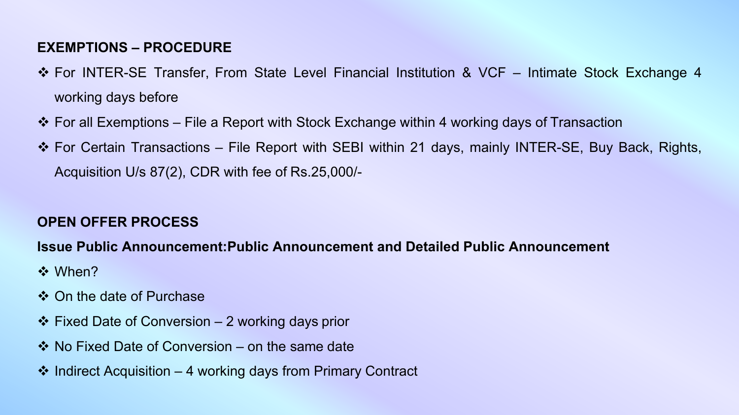**EXEMPTIONS – PROCEDURE**

- For INTER-SE Transfer, From State Level Financial Institution & VCF – Intimate Stock Exchange 4 working days before
- For all Exemptions – File a Report with Stock Exchange within 4 working days of Transaction
- For Certain Transactions – File Report with SEBI within 21 days, mainly INTER-SE, Buy Back, Rights, Acquisition U/s 87(2), CDR with fee of Rs.25,000/-

**OPEN OFFER PROCESS**

**Issue Public Announcement:Public Announcement and Detailed Public Announcement**

- When?
- On the date of Purchase
- Fixed Date of Conversion – 2 working days prior
- No Fixed Date of Conversion – on the same date
- Indirect Acquisition – 4 working days from Primary Contract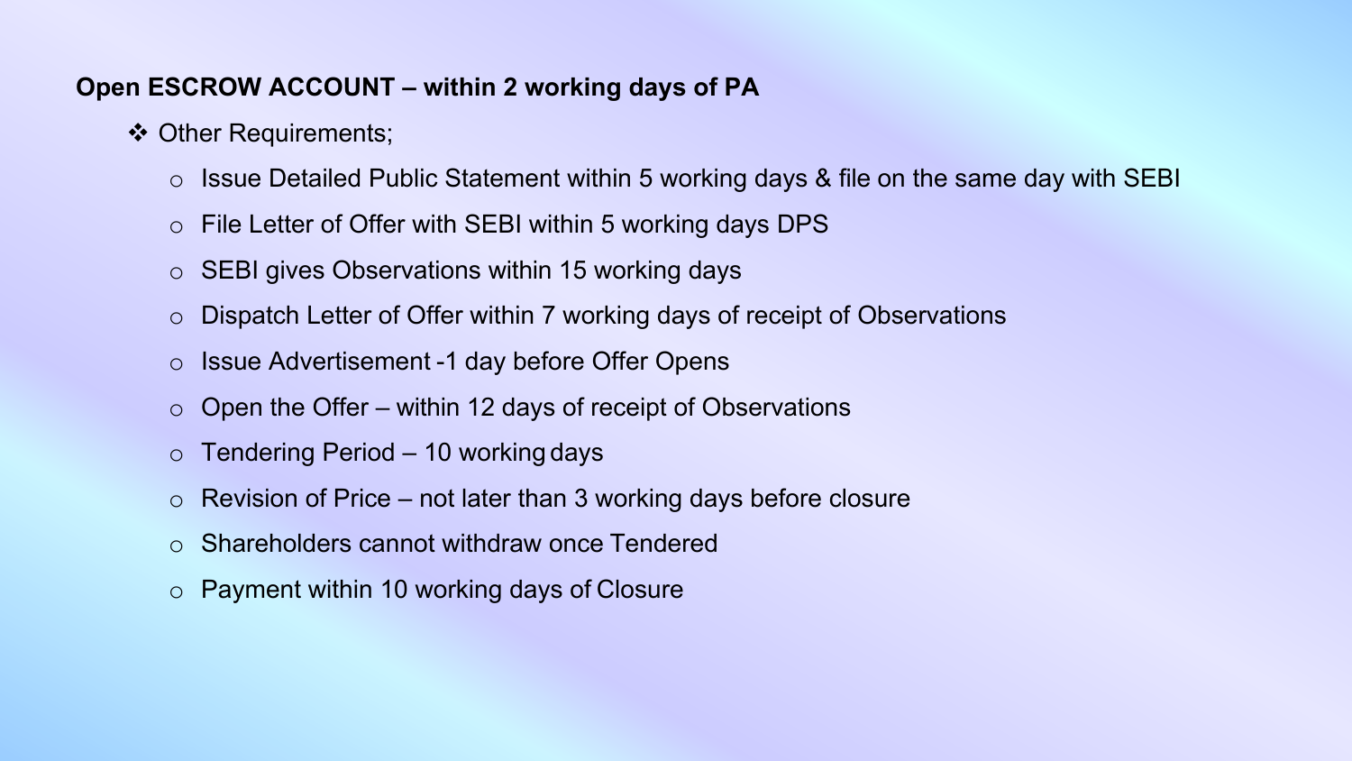**Open ESCROW ACCOUNT – within 2 working days of PA**

- Other Requirements;
  - Issue Detailed Public Statement within 5 working days & file on the same day with SEBI
  - File Letter of Offer with SEBI within 5 working days DPS
  - SEBI gives Observations within 15 working days
  - Dispatch Letter of Offer within 7 working days of receipt of Observations
  - Issue Advertisement -1 day before Offer Opens
  - Open the Offer – within 12 days of receipt of Observations
  - Tendering Period – 10 working days
  - Revision of Price – not later than 3 working days before closure
  - Shareholders cannot withdraw once Tendered
  - Payment within 10 working days of Closure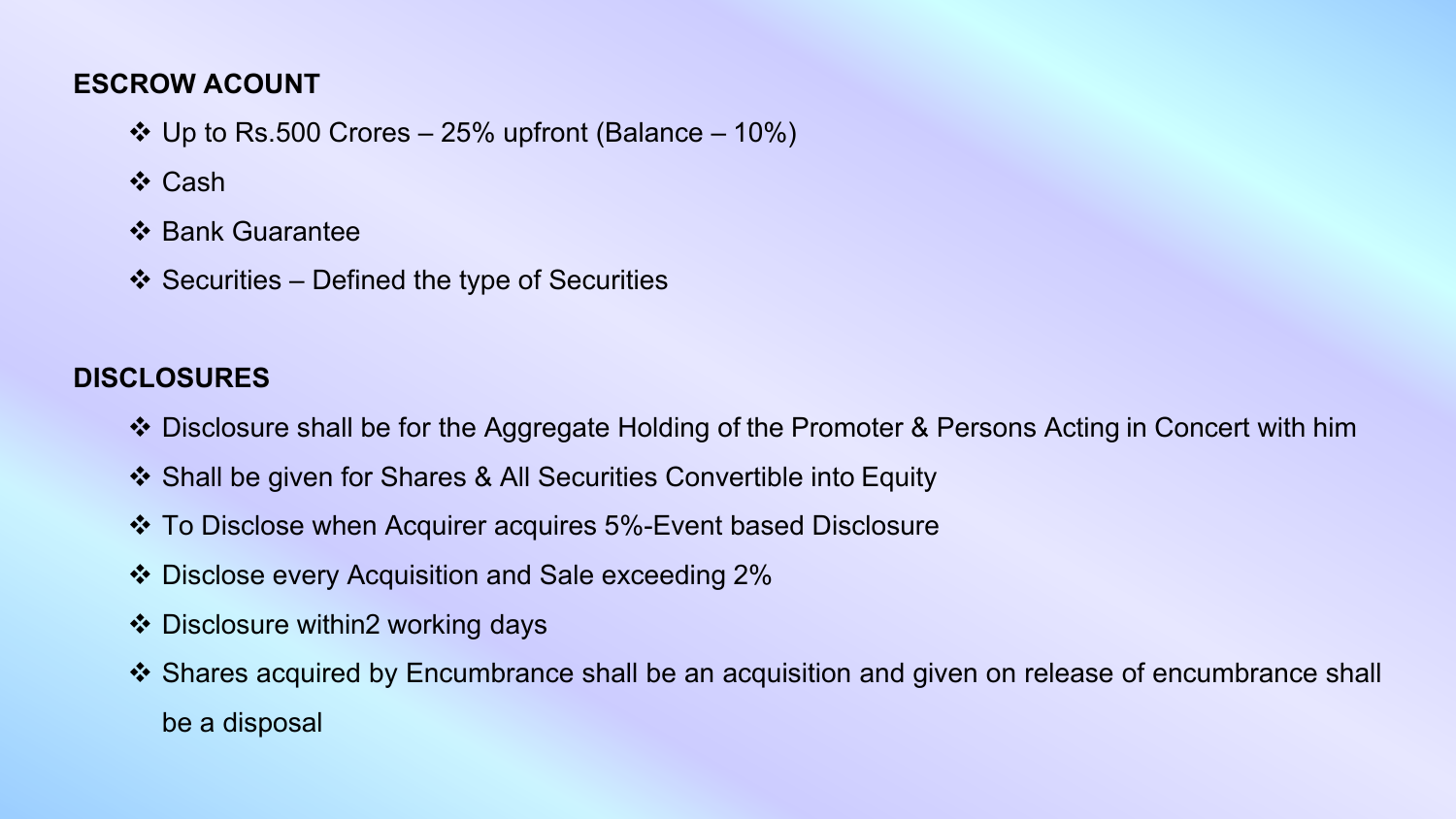## ESCROW ACOUNT

- Up to Rs.500 Crores – 25% upfront (Balance – 10%)
- Cash
- Bank Guarantee
- Securities – Defined the type of Securities

## DISCLOSURES

- Disclosure shall be for the Aggregate Holding of the Promoter & Persons Acting in Concert with him
- Shall be given for Shares & All Securities Convertible into Equity
- To Disclose when Acquirer acquires 5%-Event based Disclosure
- Disclose every Acquisition and Sale exceeding 2%
- Disclosure within2 working days
- Shares acquired by Encumbrance shall be an acquisition and given on release of encumbrance shall be a disposal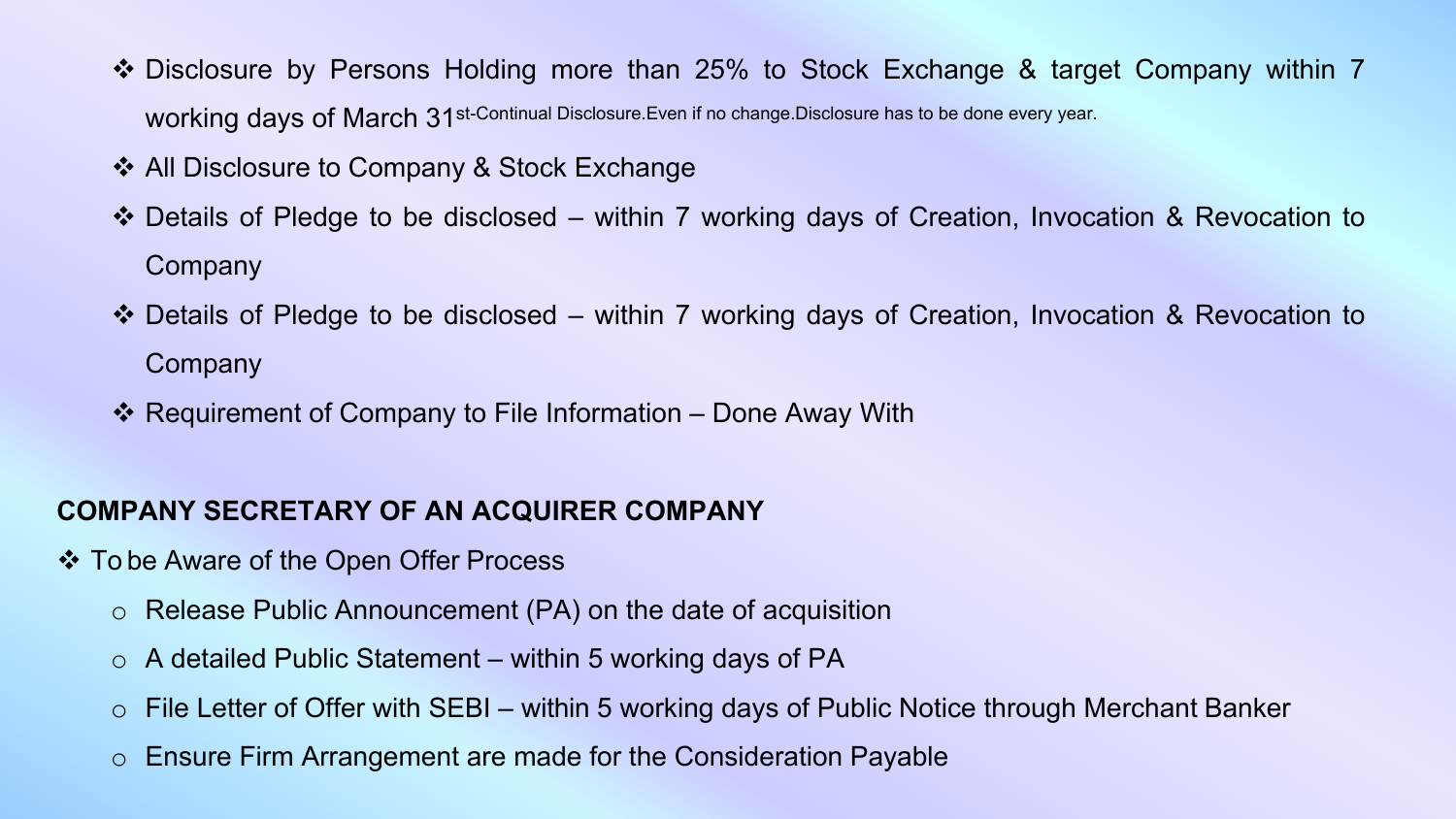- Disclosure by Persons Holding more than 25% to Stock Exchange & target Company within 7 working days of March 31st-Continual Disclosure.Even if no change.Disclosure has to be done every year.
- All Disclosure to Company & Stock Exchange
- Details of Pledge to be disclosed – within 7 working days of Creation, Invocation & Revocation to Company
- Details of Pledge to be disclosed – within 7 working days of Creation, Invocation & Revocation to Company
- Requirement of Company to File Information – Done Away With

**COMPANY SECRETARY OF AN ACQUIRER COMPANY**

- To be Aware of the Open Offer Process
  - Release Public Announcement (PA) on the date of acquisition
  - A detailed Public Statement – within 5 working days of PA
  - File Letter of Offer with SEBI – within 5 working days of Public Notice through Merchant Banker
  - Ensure Firm Arrangement are made for the Consideration Payable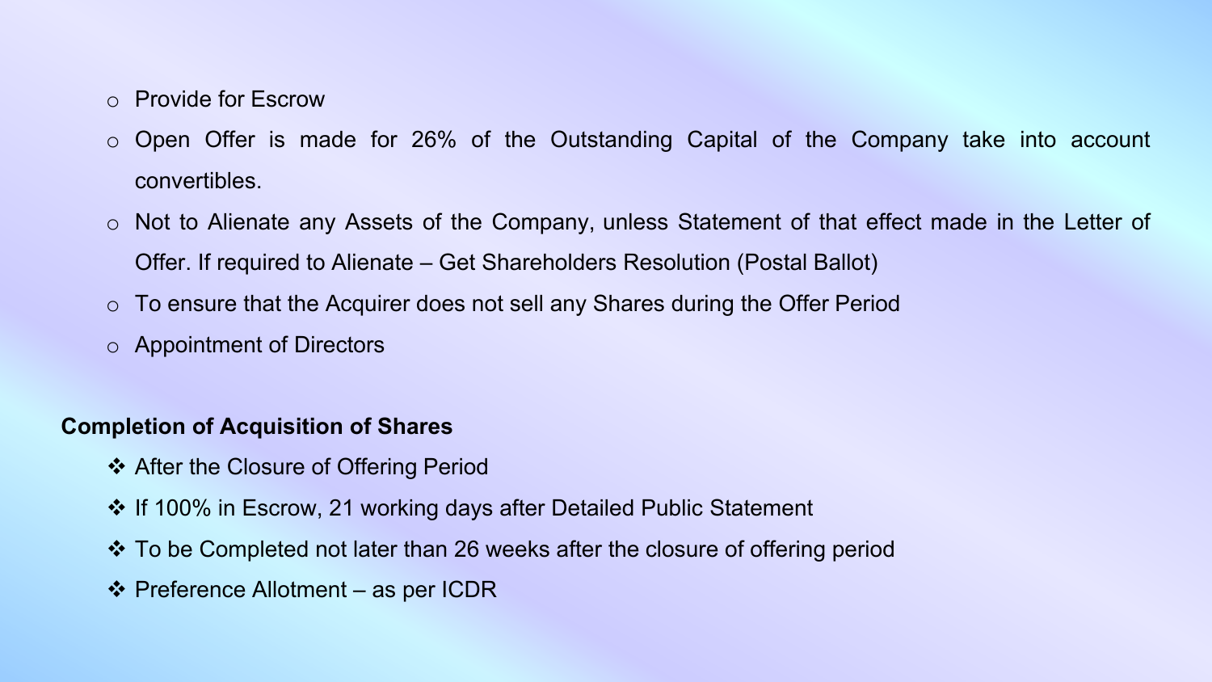- Provide for Escrow
- Open Offer is made for 26% of the Outstanding Capital of the Company take into account convertibles.
- Not to Alienate any Assets of the Company, unless Statement of that effect made in the Letter of Offer. If required to Alienate – Get Shareholders Resolution (Postal Ballot)
- To ensure that the Acquirer does not sell any Shares during the Offer Period
- Appointment of Directors

**Completion of Acquisition of Shares**

- After the Closure of Offering Period
- If 100% in Escrow, 21 working days after Detailed Public Statement
- To be Completed not later than 26 weeks after the closure of offering period
- Preference Allotment – as per ICDR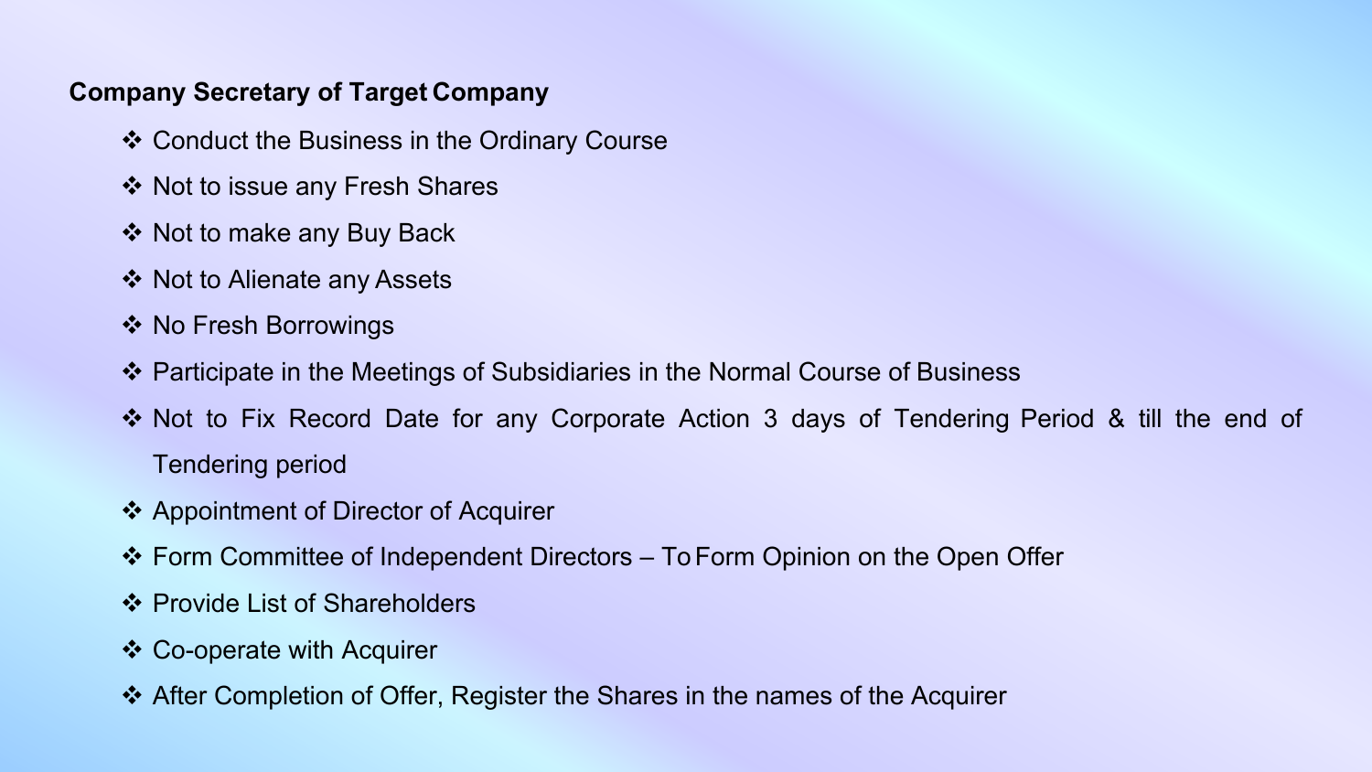**Company Secretary of Target Company**

- Conduct the Business in the Ordinary Course
- Not to issue any Fresh Shares
- Not to make any Buy Back
- Not to Alienate any Assets
- No Fresh Borrowings
- Participate in the Meetings of Subsidiaries in the Normal Course of Business
- Not to Fix Record Date for any Corporate Action 3 days of Tendering Period & till the end of Tendering period
- Appointment of Director of Acquirer
- Form Committee of Independent Directors – To Form Opinion on the Open Offer
- Provide List of Shareholders
- Co-operate with Acquirer
- After Completion of Offer, Register the Shares in the names of the Acquirer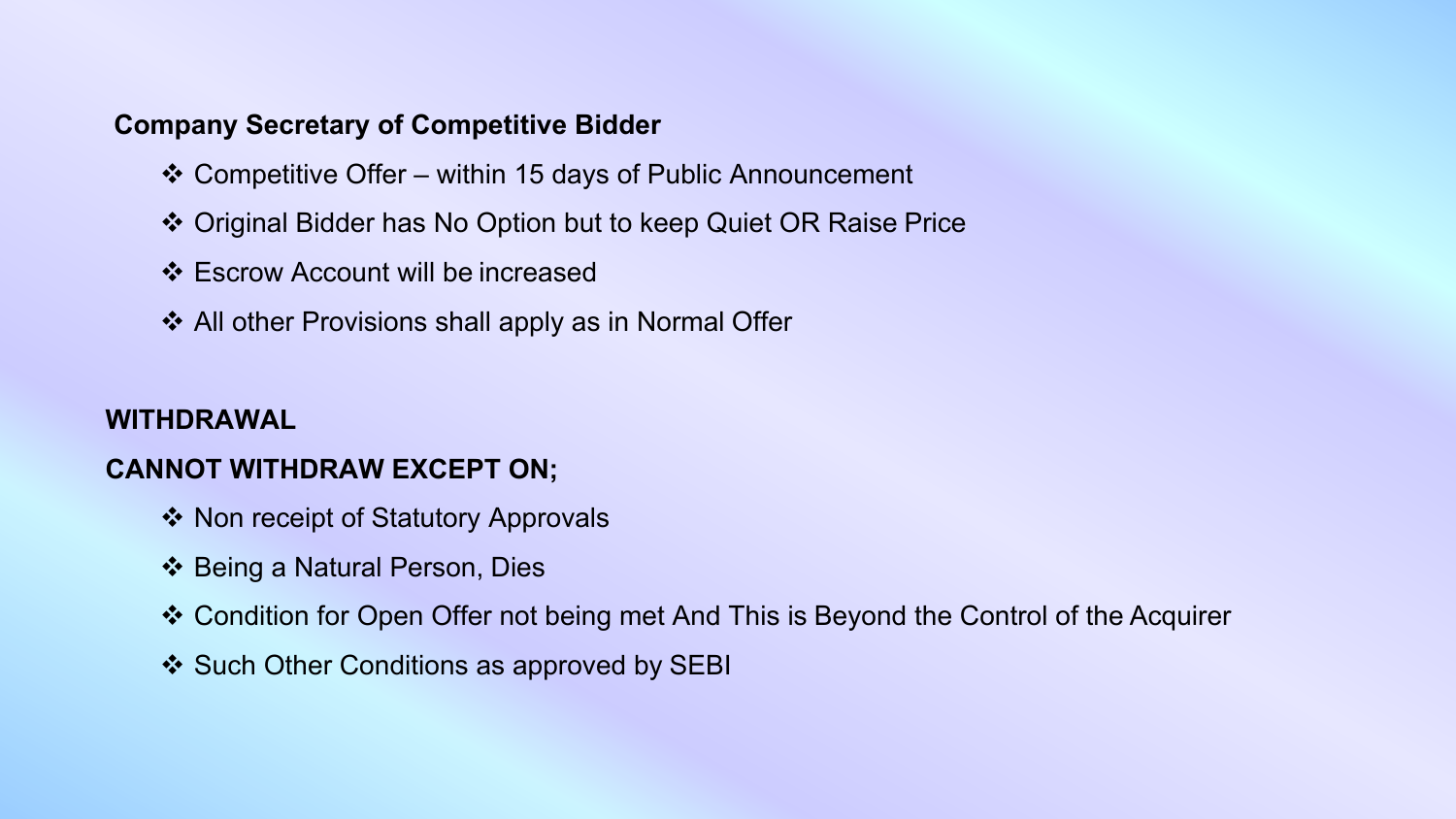**Company Secretary of Competitive Bidder**

- Competitive Offer – within 15 days of Public Announcement
- Original Bidder has No Option but to keep Quiet OR Raise Price
- Escrow Account will be increased
- All other Provisions shall apply as in Normal Offer

**WITHDRAWAL**

**CANNOT WITHDRAW EXCEPT ON;**

- Non receipt of Statutory Approvals
- Being a Natural Person, Dies
- Condition for Open Offer not being met And This is Beyond the Control of the Acquirer
- Such Other Conditions as approved by SEBI